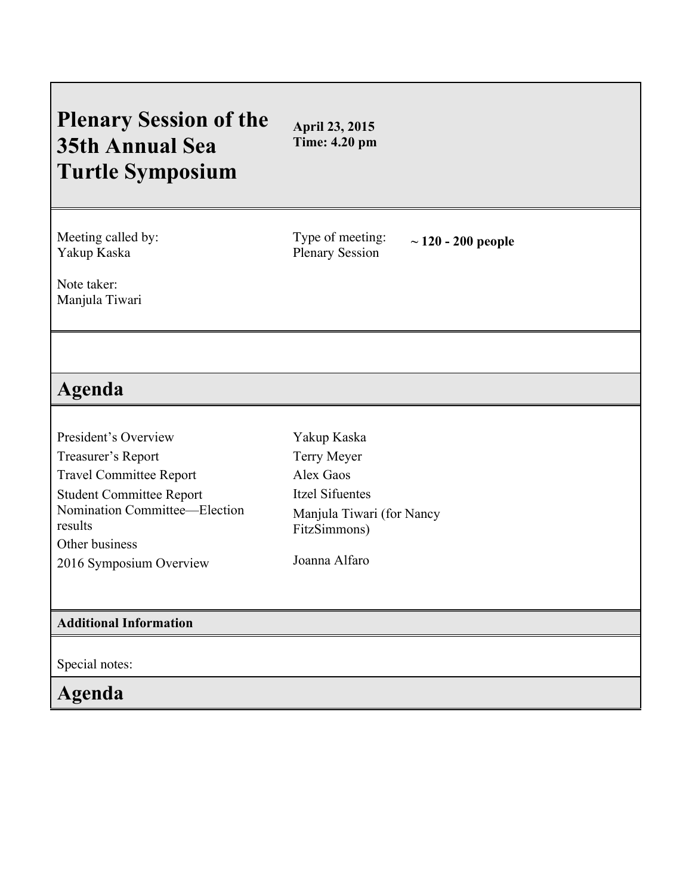# Plenary Session of the 35th Annual Sea Turtle Symposium

**April 23, 2015**
**Time: 4.20 pm**

Meeting called by:
Yakup Kaska

Type of meeting:
Plenary Session

**~ 120 - 200 people**

Note taker:
Manjula Tiwari

## Agenda

| | |
|---|---|
| President's Overview | Yakup Kaska |
| Treasurer's Report | Terry Meyer |
| Travel Committee Report | Alex Gaos |
| Student Committee Report | Itzel Sifuentes |
| Nomination Committee—Election results | Manjula Tiwari (for Nancy FitzSimmons) |
| Other business | |
| 2016 Symposium Overview | Joanna Alfaro |

### Additional Information

Special notes:

## Agenda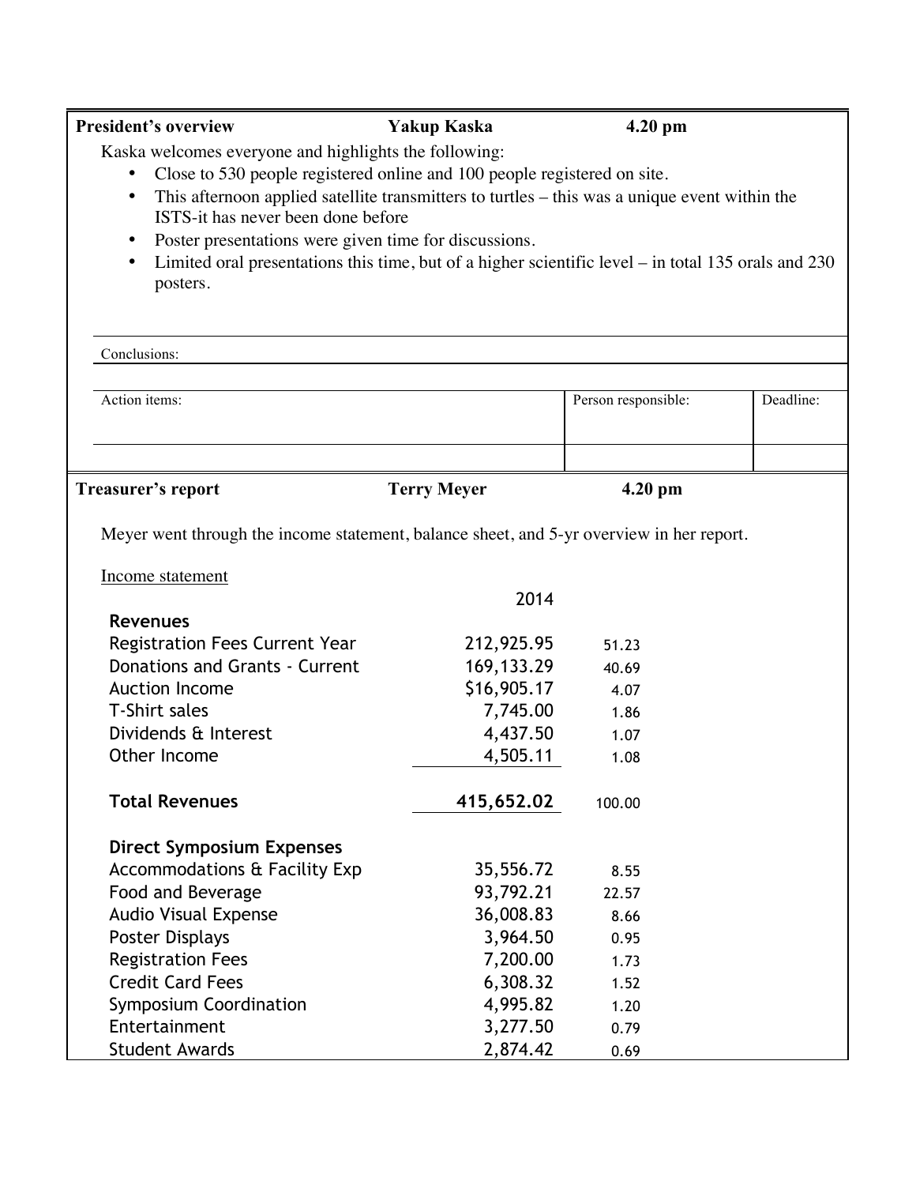**President's overview** **Yakup Kaska** **4.20 pm**

Kaska welcomes everyone and highlights the following:

- Close to 530 people registered online and 100 people registered on site.
- This afternoon applied satellite transmitters to turtles – this was a unique event within the ISTS-it has never been done before
- Poster presentations were given time for discussions.
- Limited oral presentations this time, but of a higher scientific level – in total 135 orals and 230 posters.

Conclusions:

| Action items: | Person responsible: | Deadline: |
|---|---|---|
| | | |

**Treasurer's report** **Terry Meyer** **4.20 pm**

Meyer went through the income statement, balance sheet, and 5-yr overview in her report.

Income statement

| | 2014 | |
|---|---|---|
| **Revenues** | | |
| Registration Fees Current Year | 212,925.95 | 51.23 |
| Donations and Grants - Current | 169,133.29 | 40.69 |
| Auction Income | $16,905.17 | 4.07 |
| T-Shirt sales | 7,745.00 | 1.86 |
| Dividends & Interest | 4,437.50 | 1.07 |
| Other Income | 4,505.11 | 1.08 |
| **Total Revenues** | **415,652.02** | 100.00 |
| **Direct Symposium Expenses** | | |
| Accommodations & Facility Exp | 35,556.72 | 8.55 |
| Food and Beverage | 93,792.21 | 22.57 |
| Audio Visual Expense | 36,008.83 | 8.66 |
| Poster Displays | 3,964.50 | 0.95 |
| Registration Fees | 7,200.00 | 1.73 |
| Credit Card Fees | 6,308.32 | 1.52 |
| Symposium Coordination | 4,995.82 | 1.20 |
| Entertainment | 3,277.50 | 0.79 |
| Student Awards | 2,874.42 | 0.69 |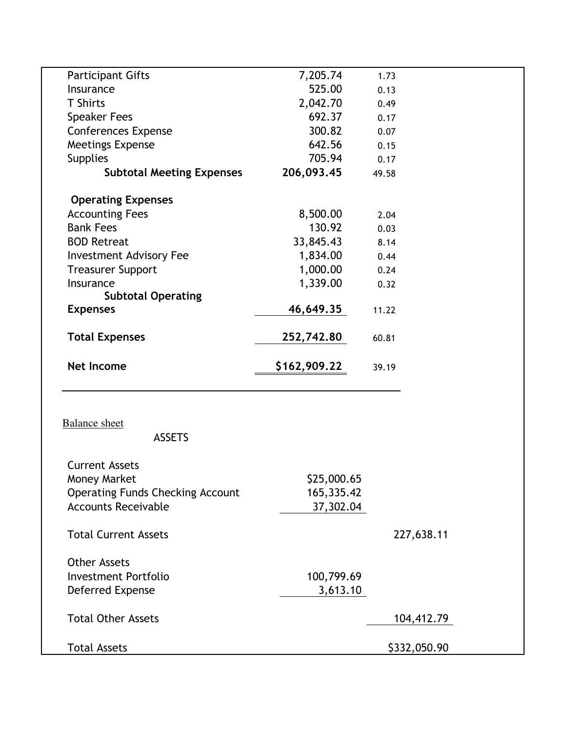| | | |
|---|---|---|
| Participant Gifts | 7,205.74 | 1.73 |
| Insurance | 525.00 | 0.13 |
| T Shirts | 2,042.70 | 0.49 |
| Speaker Fees | 692.37 | 0.17 |
| Conferences Expense | 300.82 | 0.07 |
| Meetings Expense | 642.56 | 0.15 |
| Supplies | 705.94 | 0.17 |
| **Subtotal Meeting Expenses** | **206,093.45** | 49.58 |
| | | |
| **Operating Expenses** | | |
| Accounting Fees | 8,500.00 | 2.04 |
| Bank Fees | 130.92 | 0.03 |
| BOD Retreat | 33,845.43 | 8.14 |
| Investment Advisory Fee | 1,834.00 | 0.44 |
| Treasurer Support | 1,000.00 | 0.24 |
| Insurance | 1,339.00 | 0.32 |
| **Subtotal Operating Expenses** | **46,649.35** | 11.22 |
| | | |
| **Total Expenses** | **252,742.80** | 60.81 |
| | | |
| **Net Income** | **$162,909.22** | 39.19 |

Balance sheet

ASSETS

| | | |
|---|---|---|
| Current Assets | | |
| Money Market | $25,000.65 | |
| Operating Funds Checking Account | 165,335.42 | |
| Accounts Receivable | 37,302.04 | |
| | | |
| Total Current Assets | | 227,638.11 |
| | | |
| Other Assets | | |
| Investment Portfolio | 100,799.69 | |
| Deferred Expense | 3,613.10 | |
| | | |
| Total Other Assets | | 104,412.79 |
| | | |
| Total Assets | | $332,050.90 |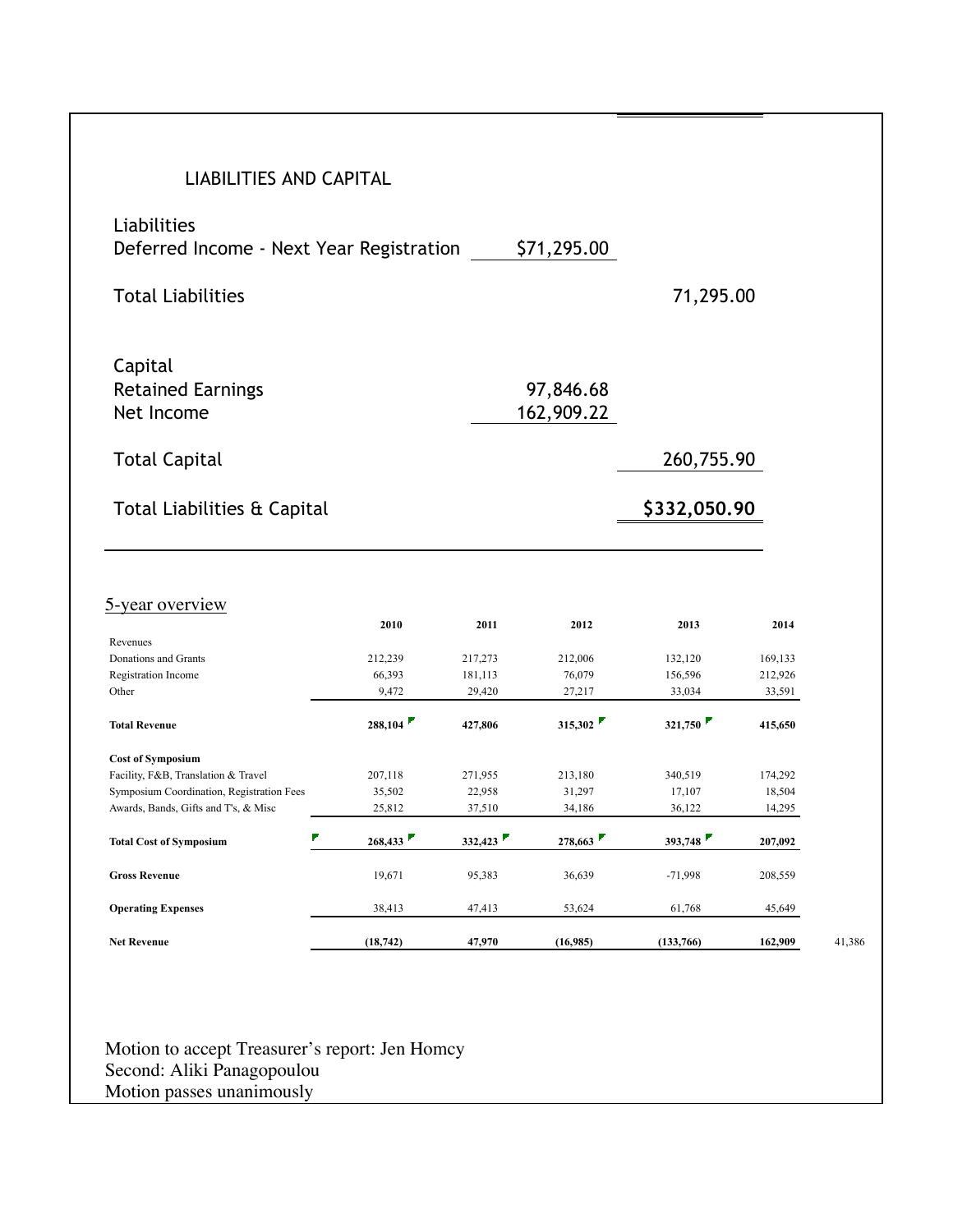## LIABILITIES AND CAPITAL

| | | |
|---|---|---|
| **Liabilities** | | |
| Deferred Income - Next Year Registration | $71,295.00 | |
| Total Liabilities | | 71,295.00 |
| **Capital** | | |
| Retained Earnings | 97,846.68 | |
| Net Income | 162,909.22 | |
| Total Capital | | 260,755.90 |
| Total Liabilities & Capital | | $332,050.90 |

## 5-year overview

| | 2010 | 2011 | 2012 | 2013 | 2014 | |
|---|---|---|---|---|---|---|
| Revenues | | | | | | |
| Donations and Grants | 212,239 | 217,273 | 212,006 | 132,120 | 169,133 | |
| Registration Income | 66,393 | 181,113 | 76,079 | 156,596 | 212,926 | |
| Other | 9,472 | 29,420 | 27,217 | 33,034 | 33,591 | |
| **Total Revenue** | **288,104** | **427,806** | **315,302** | **321,750** | **415,650** | |
| **Cost of Symposium** | | | | | | |
| Facility, F&B, Translation & Travel | 207,118 | 271,955 | 213,180 | 340,519 | 174,292 | |
| Symposium Coordination, Registration Fees | 35,502 | 22,958 | 31,297 | 17,107 | 18,504 | |
| Awards, Bands, Gifts and T's, & Misc | 25,812 | 37,510 | 34,186 | 36,122 | 14,295 | |
| **Total Cost of Symposium** | **268,433** | **332,423** | **278,663** | **393,748** | **207,092** | |
| **Gross Revenue** | 19,671 | 95,383 | 36,639 | -71,998 | 208,559 | |
| **Operating Expenses** | 38,413 | 47,413 | 53,624 | 61,768 | 45,649 | |
| **Net Revenue** | **(18,742)** | **47,970** | **(16,985)** | **(133,766)** | **162,909** | 41,386 |

Motion to accept Treasurer's report: Jen Homcy
Second: Aliki Panagopoulou
Motion passes unanimously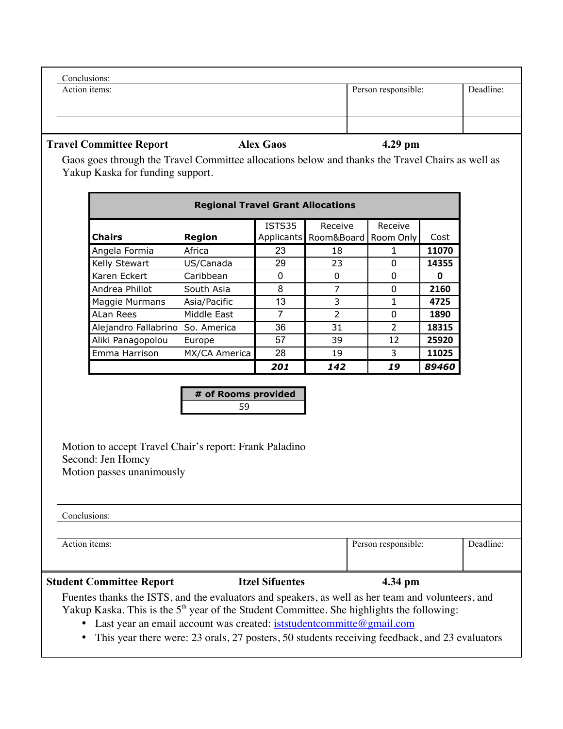| Conclusions: | | |
|---|---|---|
| Action items: | Person responsible: | Deadline: |
| | | |

**Travel Committee Report** **Alex Gaos** **4.29 pm**

Gaos goes through the Travel Committee allocations below and thanks the Travel Chairs as well as Yakup Kaska for funding support.

| Regional Travel Grant Allocations | | | | | |
|---|---|---|---|---|---|
| **Chairs** | **Region** | ISTS35 Applicants | Receive Room&Board | Receive Room Only | Cost |
| Angela Formia | Africa | 23 | 18 | 1 | **11070** |
| Kelly Stewart | US/Canada | 29 | 23 | 0 | **14355** |
| Karen Eckert | Caribbean | 0 | 0 | 0 | **0** |
| Andrea Phillot | South Asia | 8 | 7 | 0 | **2160** |
| Maggie Murmans | Asia/Pacific | 13 | 3 | 1 | **4725** |
| ALan Rees | Middle East | 7 | 2 | 0 | **1890** |
| Alejandro Fallabrino | So. America | 36 | 31 | 2 | **18315** |
| Aliki Panagopolou | Europe | 57 | 39 | 12 | **25920** |
| Emma Harrison | MX/CA America | 28 | 19 | 3 | **11025** |
| | | ***201*** | ***142*** | ***19*** | ***89460*** |

| # of Rooms provided |
|---|
| 59 |

Motion to accept Travel Chair's report: Frank Paladino
Second: Jen Homcy
Motion passes unanimously

| Conclusions: | | |
|---|---|---|
| | | |
| Action items: | Person responsible: | Deadline: |

**Student Committee Report** **Itzel Sifuentes** **4.34 pm**

Fuentes thanks the ISTS, and the evaluators and speakers, as well as her team and volunteers, and Yakup Kaska. This is the 5th year of the Student Committee. She highlights the following:

- Last year an email account was created: iststudentcommitte@gmail.com
- This year there were: 23 orals, 27 posters, 50 students receiving feedback, and 23 evaluators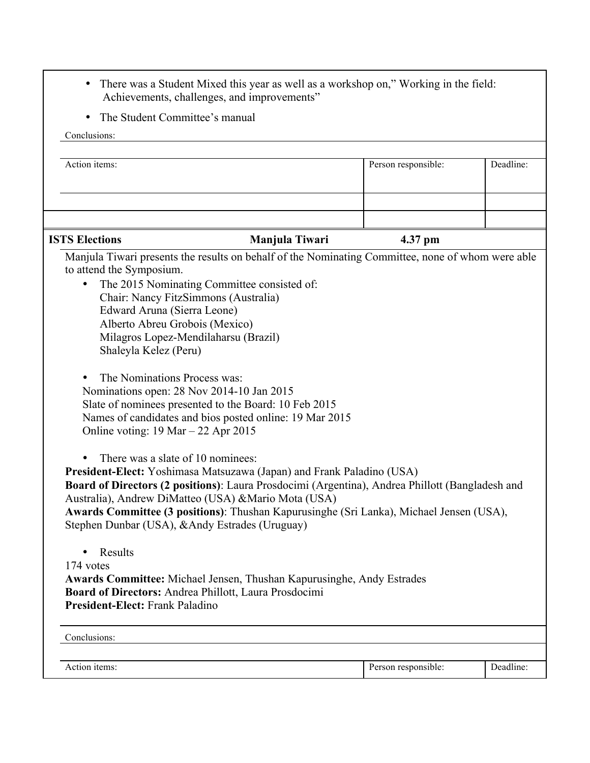- There was a Student Mixed this year as well as a workshop on," Working in the field: Achievements, challenges, and improvements"
- The Student Committee's manual

Conclusions:

| Action items: | Person responsible: | Deadline: |
|---|---|---|
| | | |
| | | |

| ISTS Elections | Manjula Tiwari | 4.37 pm |
|---|---|---|

Manjula Tiwari presents the results on behalf of the Nominating Committee, none of whom were able to attend the Symposium.

- The 2015 Nominating Committee consisted of:
  Chair: Nancy FitzSimmons (Australia)
  Edward Aruna (Sierra Leone)
  Alberto Abreu Grobois (Mexico)
  Milagros Lopez-Mendilaharsu (Brazil)
  Shaleyla Kelez (Peru)

- The Nominations Process was:
  Nominations open: 28 Nov 2014-10 Jan 2015
  Slate of nominees presented to the Board: 10 Feb 2015
  Names of candidates and bios posted online: 19 Mar 2015
  Online voting: 19 Mar – 22 Apr 2015

- There was a slate of 10 nominees:

**President-Elect:** Yoshimasa Matsuzawa (Japan) and Frank Paladino (USA)
**Board of Directors (2 positions)**: Laura Prosdocimi (Argentina), Andrea Phillott (Bangladesh and Australia), Andrew DiMatteo (USA) &Mario Mota (USA)
**Awards Committee (3 positions)**: Thushan Kapurusinghe (Sri Lanka), Michael Jensen (USA), Stephen Dunbar (USA), &Andy Estrades (Uruguay)

- Results

174 votes
**Awards Committee:** Michael Jensen, Thushan Kapurusinghe, Andy Estrades
**Board of Directors:** Andrea Phillott, Laura Prosdocimi
**President-Elect:** Frank Paladino

Conclusions:

| Action items: | Person responsible: | Deadline: |
|---|---|---|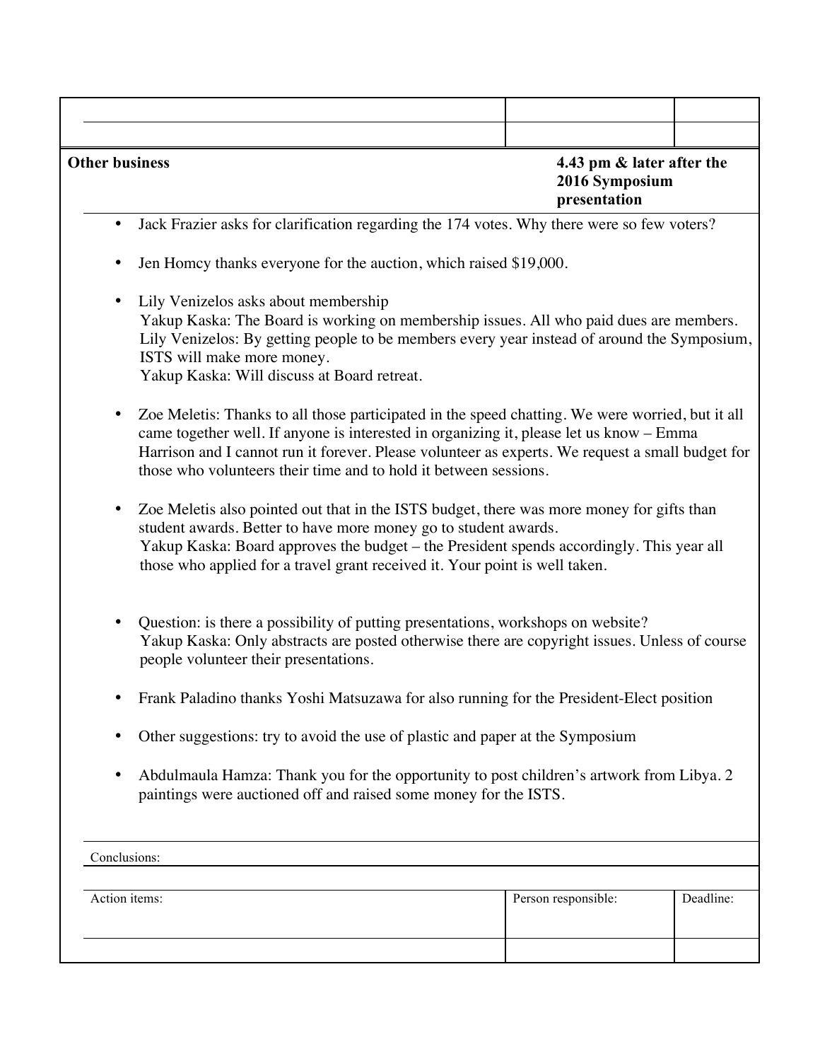| | | |
|---|---|---|
| | | |
| | | |

| **Other business** | **4.43 pm & later after the 2016 Symposium presentation** |
|---|---|

- Jack Frazier asks for clarification regarding the 174 votes. Why there were so few voters?

- Jen Homcy thanks everyone for the auction, which raised $19,000.

- Lily Venizelos asks about membership
  Yakup Kaska: The Board is working on membership issues. All who paid dues are members.
  Lily Venizelos: By getting people to be members every year instead of around the Symposium, ISTS will make more money.
  Yakup Kaska: Will discuss at Board retreat.

- Zoe Meletis: Thanks to all those participated in the speed chatting. We were worried, but it all came together well. If anyone is interested in organizing it, please let us know – Emma Harrison and I cannot run it forever. Please volunteer as experts. We request a small budget for those who volunteers their time and to hold it between sessions.

- Zoe Meletis also pointed out that in the ISTS budget, there was more money for gifts than student awards. Better to have more money go to student awards.
  Yakup Kaska: Board approves the budget – the President spends accordingly. This year all those who applied for a travel grant received it. Your point is well taken.

- Question: is there a possibility of putting presentations, workshops on website?
  Yakup Kaska: Only abstracts are posted otherwise there are copyright issues. Unless of course people volunteer their presentations.

- Frank Paladino thanks Yoshi Matsuzawa for also running for the President-Elect position

- Other suggestions: try to avoid the use of plastic and paper at the Symposium

- Abdulmaula Hamza: Thank you for the opportunity to post children's artwork from Libya. 2 paintings were auctioned off and raised some money for the ISTS.

Conclusions:

| Action items: | Person responsible: | Deadline: |
|---|---|---|
| | | |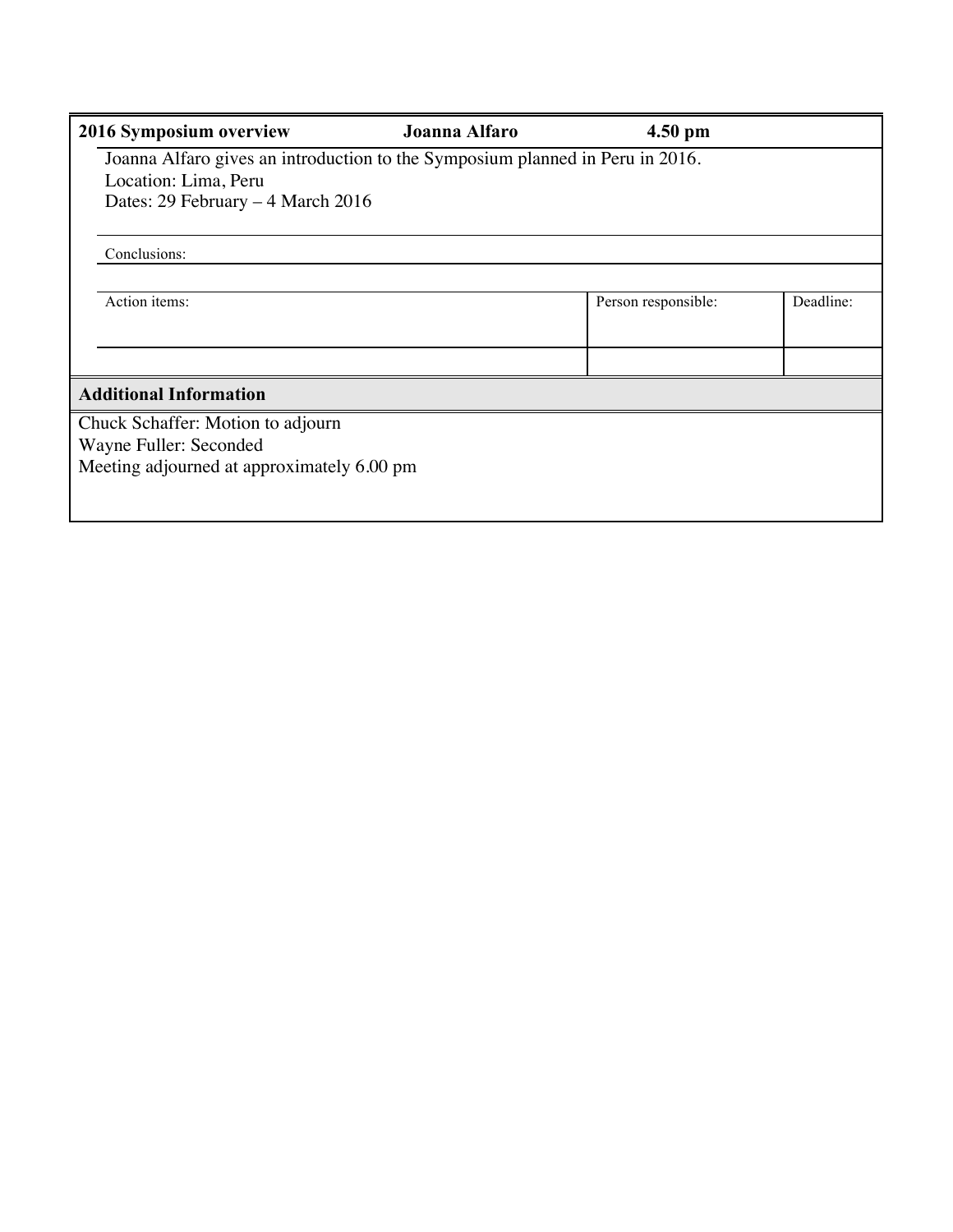| 2016 Symposium overview | Joanna Alfaro | 4.50 pm |
| --- | --- | --- |

Joanna Alfaro gives an introduction to the Symposium planned in Peru in 2016.
Location: Lima, Peru
Dates: 29 February – 4 March 2016

Conclusions:

| Action items: | Person responsible: | Deadline: |
| --- | --- | --- |
| | | |

**Additional Information**

Chuck Schaffer: Motion to adjourn
Wayne Fuller: Seconded
Meeting adjourned at approximately 6.00 pm